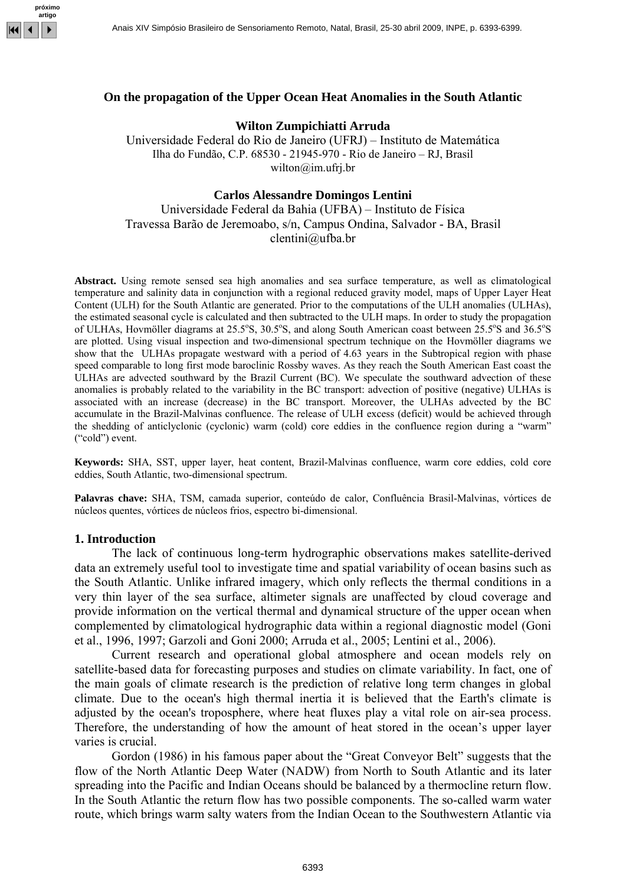# On the propagation of the Upper Ocean Heat Anomalies in the South Atlantic

**Wilton Zumpichiatti Arruda**

Universidade Federal do Rio de Janeiro (UFRJ) – Instituto de Matemática
Ilha do Fundão, C.P. 68530 - 21945-970 - Rio de Janeiro – RJ, Brasil
wilton@im.ufrj.br

**Carlos Alessandre Domingos Lentini**

Universidade Federal da Bahia (UFBA) – Instituto de Física
Travessa Barão de Jeremoabo, s/n, Campus Ondina, Salvador - BA, Brasil
clentini@ufba.br

**Abstract.** Using remote sensed sea high anomalies and sea surface temperature, as well as climatological temperature and salinity data in conjunction with a regional reduced gravity model, maps of Upper Layer Heat Content (ULH) for the South Atlantic are generated. Prior to the computations of the ULH anomalies (ULHAs), the estimated seasonal cycle is calculated and then subtracted to the ULH maps. In order to study the propagation of ULHAs, Hovmöller diagrams at 25.5°S, 30.5°S, and along South American coast between 25.5°S and 36.5°S are plotted. Using visual inspection and two-dimensional spectrum technique on the Hovmöller diagrams we show that the ULHAs propagate westward with a period of 4.63 years in the Subtropical region with phase speed comparable to long first mode baroclinic Rossby waves. As they reach the South American East coast the ULHAs are advected southward by the Brazil Current (BC). We speculate the southward advection of these anomalies is probably related to the variability in the BC transport: advection of positive (negative) ULHAs is associated with an increase (decrease) in the BC transport. Moreover, the ULHAs advected by the BC accumulate in the Brazil-Malvinas confluence. The release of ULH excess (deficit) would be achieved through the shedding of anticlyclonic (cyclonic) warm (cold) core eddies in the confluence region during a "warm" ("cold") event.

**Keywords:** SHA, SST, upper layer, heat content, Brazil-Malvinas confluence, warm core eddies, cold core eddies, South Atlantic, two-dimensional spectrum.

**Palavras chave:** SHA, TSM, camada superior, conteúdo de calor, Confluência Brasil-Malvinas, vórtices de núcleos quentes, vórtices de núcleos frios, espectro bi-dimensional.

## 1. Introduction

The lack of continuous long-term hydrographic observations makes satellite-derived data an extremely useful tool to investigate time and spatial variability of ocean basins such as the South Atlantic. Unlike infrared imagery, which only reflects the thermal conditions in a very thin layer of the sea surface, altimeter signals are unaffected by cloud coverage and provide information on the vertical thermal and dynamical structure of the upper ocean when complemented by climatological hydrographic data within a regional diagnostic model (Goni et al., 1996, 1997; Garzoli and Goni 2000; Arruda et al., 2005; Lentini et al., 2006).

Current research and operational global atmosphere and ocean models rely on satellite-based data for forecasting purposes and studies on climate variability. In fact, one of the main goals of climate research is the prediction of relative long term changes in global climate. Due to the ocean's high thermal inertia it is believed that the Earth's climate is adjusted by the ocean's troposphere, where heat fluxes play a vital role on air-sea process. Therefore, the understanding of how the amount of heat stored in the ocean's upper layer varies is crucial.

Gordon (1986) in his famous paper about the "Great Conveyor Belt" suggests that the flow of the North Atlantic Deep Water (NADW) from North to South Atlantic and its later spreading into the Pacific and Indian Oceans should be balanced by a thermocline return flow. In the South Atlantic the return flow has two possible components. The so-called warm water route, which brings warm salty waters from the Indian Ocean to the Southwestern Atlantic via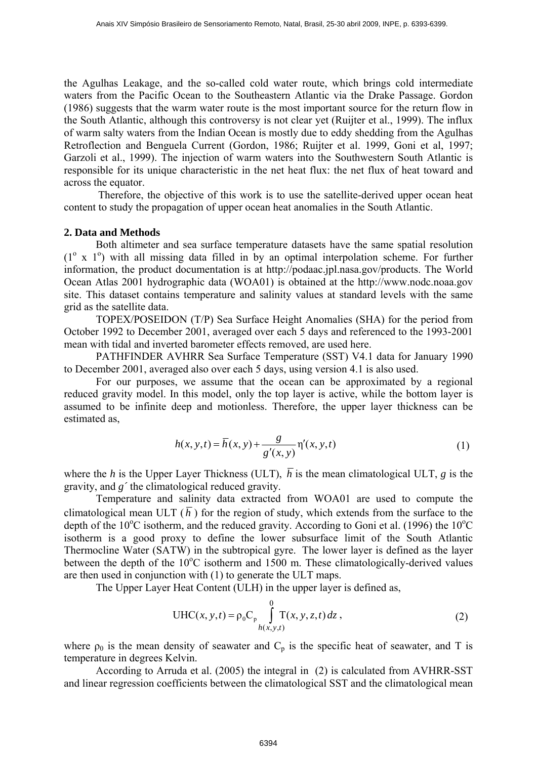the Agulhas Leakage, and the so-called cold water route, which brings cold intermediate waters from the Pacific Ocean to the Southeastern Atlantic via the Drake Passage. Gordon (1986) suggests that the warm water route is the most important source for the return flow in the South Atlantic, although this controversy is not clear yet (Ruijter et al., 1999). The influx of warm salty waters from the Indian Ocean is mostly due to eddy shedding from the Agulhas Retroflection and Benguela Current (Gordon, 1986; Ruijter et al. 1999, Goni et al, 1997; Garzoli et al., 1999). The injection of warm waters into the Southwestern South Atlantic is responsible for its unique characteristic in the net heat flux: the net flux of heat toward and across the equator.

Therefore, the objective of this work is to use the satellite-derived upper ocean heat content to study the propagation of upper ocean heat anomalies in the South Atlantic.

## 2. Data and Methods

Both altimeter and sea surface temperature datasets have the same spatial resolution ($1^o$ x $1^o$) with all missing data filled in by an optimal interpolation scheme. For further information, the product documentation is at http://podaac.jpl.nasa.gov/products. The World Ocean Atlas 2001 hydrographic data (WOA01) is obtained at the http://www.nodc.noaa.gov site. This dataset contains temperature and salinity values at standard levels with the same grid as the satellite data.

TOPEX/POSEIDON (T/P) Sea Surface Height Anomalies (SHA) for the period from October 1992 to December 2001, averaged over each 5 days and referenced to the 1993-2001 mean with tidal and inverted barometer effects removed, are used here.

PATHFINDER AVHRR Sea Surface Temperature (SST) V4.1 data for January 1990 to December 2001, averaged also over each 5 days, using version 4.1 is also used.

For our purposes, we assume that the ocean can be approximated by a regional reduced gravity model. In this model, only the top layer is active, while the bottom layer is assumed to be infinite deep and motionless. Therefore, the upper layer thickness can be estimated as,

$$h(x,y,t) = \overline{h}(x,y) + \frac{g}{g'(x,y)}\eta'(x,y,t) \tag{1}$$

where the $h$ is the Upper Layer Thickness (ULT), $\overline{h}$ is the mean climatological ULT, $g$ is the gravity, and $g'$ the climatological reduced gravity.

Temperature and salinity data extracted from WOA01 are used to compute the climatological mean ULT ($\overline{h}$) for the region of study, which extends from the surface to the depth of the $10^oC$ isotherm, and the reduced gravity. According to Goni et al. (1996) the $10^oC$ isotherm is a good proxy to define the lower subsurface limit of the South Atlantic Thermocline Water (SATW) in the subtropical gyre. The lower layer is defined as the layer between the depth of the $10^oC$ isotherm and 1500 m. These climatologically-derived values are then used in conjunction with (1) to generate the ULT maps.

The Upper Layer Heat Content (ULH) in the upper layer is defined as,

$$\mathrm{UHC}(x,y,t) = \rho_0 C_p \int_{h(x,y,t)}^{0} T(x,y,z,t)\,dz\,, \tag{2}$$

where $\rho_0$ is the mean density of seawater and $C_p$ is the specific heat of seawater, and T is temperature in degrees Kelvin.

According to Arruda et al. (2005) the integral in (2) is calculated from AVHRR-SST and linear regression coefficients between the climatological SST and the climatological mean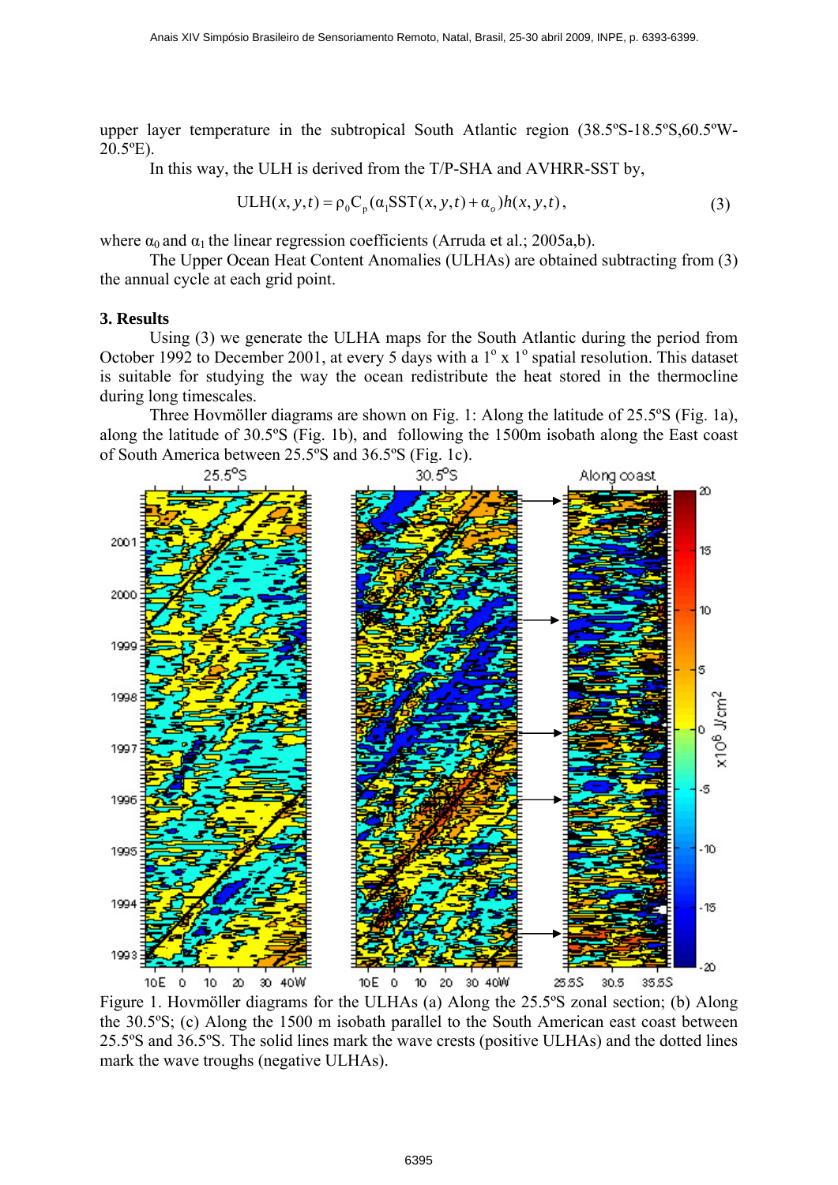upper layer temperature in the subtropical South Atlantic region (38.5ºS-18.5ºS,60.5ºW-20.5ºE).

In this way, the ULH is derived from the T/P-SHA and AVHRR-SST by,

$$\mathrm{ULH}(x,y,t) = \rho_0 C_p (\alpha_1 \mathrm{SST}(x,y,t) + \alpha_o) h(x,y,t), \tag{3}$$

where $\alpha_0$ and $\alpha_1$ the linear regression coefficients (Arruda et al.; 2005a,b).

The Upper Ocean Heat Content Anomalies (ULHAs) are obtained subtracting from (3) the annual cycle at each grid point.

### 3. Results

Using (3) we generate the ULHA maps for the South Atlantic during the period from October 1992 to December 2001, at every 5 days with a $1^o$ x $1^o$ spatial resolution. This dataset is suitable for studying the way the ocean redistribute the heat stored in the thermocline during long timescales.

Three Hovmöller diagrams are shown on Fig. 1: Along the latitude of 25.5ºS (Fig. 1a), along the latitude of 30.5ºS (Fig. 1b), and following the 1500m isobath along the East coast of South America between 25.5ºS and 36.5ºS (Fig. 1c).

Figure 1. Hovmöller diagrams for the ULHAs (a) Along the 25.5ºS zonal section; (b) Along the 30.5ºS; (c) Along the 1500 m isobath parallel to the South American east coast between 25.5ºS and 36.5ºS. The solid lines mark the wave crests (positive ULHAs) and the dotted lines mark the wave troughs (negative ULHAs).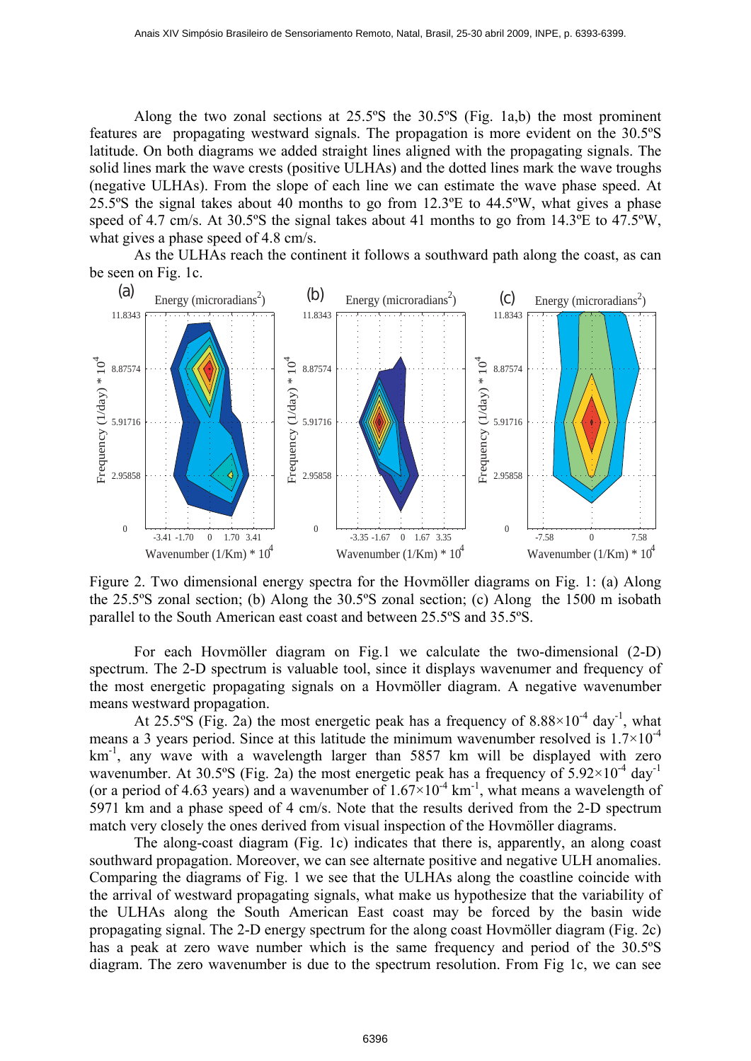Along the two zonal sections at 25.5ºS the 30.5ºS (Fig. 1a,b) the most prominent features are propagating westward signals. The propagation is more evident on the 30.5ºS latitude. On both diagrams we added straight lines aligned with the propagating signals. The solid lines mark the wave crests (positive ULHAs) and the dotted lines mark the wave troughs (negative ULHAs). From the slope of each line we can estimate the wave phase speed. At 25.5ºS the signal takes about 40 months to go from 12.3ºE to 44.5ºW, what gives a phase speed of 4.7 cm/s. At 30.5ºS the signal takes about 41 months to go from 14.3ºE to 47.5ºW, what gives a phase speed of 4.8 cm/s.

As the ULHAs reach the continent it follows a southward path along the coast, as can be seen on Fig. 1c.

Figure 2. Two dimensional energy spectra for the Hovmöller diagrams on Fig. 1: (a) Along the 25.5ºS zonal section; (b) Along the 30.5ºS zonal section; (c) Along the 1500 m isobath parallel to the South American east coast and between 25.5ºS and 35.5ºS.

For each Hovmöller diagram on Fig.1 we calculate the two-dimensional (2-D) spectrum. The 2-D spectrum is valuable tool, since it displays wavenumer and frequency of the most energetic propagating signals on a Hovmöller diagram. A negative wavenumber means westward propagation.

At 25.5ºS (Fig. 2a) the most energetic peak has a frequency of $8.88 \times 10^{-4}$ day$^{-1}$, what means a 3 years period. Since at this latitude the minimum wavenumber resolved is $1.7 \times 10^{-4}$ km$^{-1}$, any wave with a wavelength larger than 5857 km will be displayed with zero wavenumber. At 30.5ºS (Fig. 2a) the most energetic peak has a frequency of $5.92 \times 10^{-4}$ day$^{-1}$ (or a period of 4.63 years) and a wavenumber of $1.67 \times 10^{-4}$ km$^{-1}$, what means a wavelength of 5971 km and a phase speed of 4 cm/s. Note that the results derived from the 2-D spectrum match very closely the ones derived from visual inspection of the Hovmöller diagrams.

The along-coast diagram (Fig. 1c) indicates that there is, apparently, an along coast southward propagation. Moreover, we can see alternate positive and negative ULH anomalies. Comparing the diagrams of Fig. 1 we see that the ULHAs along the coastline coincide with the arrival of westward propagating signals, what make us hypothesize that the variability of the ULHAs along the South American East coast may be forced by the basin wide propagating signal. The 2-D energy spectrum for the along coast Hovmöller diagram (Fig. 2c) has a peak at zero wave number which is the same frequency and period of the 30.5ºS diagram. The zero wavenumber is due to the spectrum resolution. From Fig 1c, we can see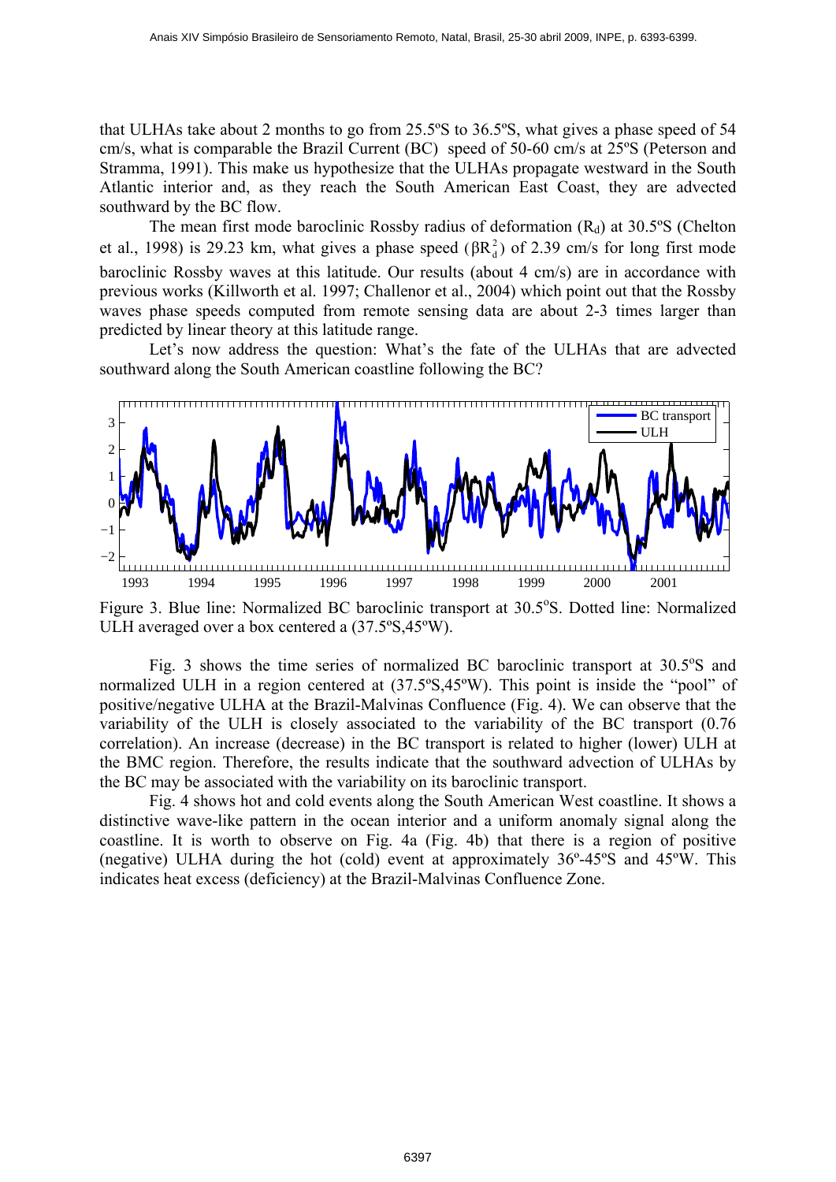that ULHAs take about 2 months to go from 25.5ºS to 36.5ºS, what gives a phase speed of 54 cm/s, what is comparable the Brazil Current (BC) speed of 50-60 cm/s at 25ºS (Peterson and Stramma, 1991). This make us hypothesize that the ULHAs propagate westward in the South Atlantic interior and, as they reach the South American East Coast, they are advected southward by the BC flow.

The mean first mode baroclinic Rossby radius of deformation ($R_d$) at 30.5ºS (Chelton et al., 1998) is 29.23 km, what gives a phase speed ($\beta R_d^2$) of 2.39 cm/s for long first mode baroclinic Rossby waves at this latitude. Our results (about 4 cm/s) are in accordance with previous works (Killworth et al. 1997; Challenor et al., 2004) which point out that the Rossby waves phase speeds computed from remote sensing data are about 2-3 times larger than predicted by linear theory at this latitude range.

Let's now address the question: What's the fate of the ULHAs that are advected southward along the South American coastline following the BC?

Figure 3. Blue line: Normalized BC baroclinic transport at 30.5°S. Dotted line: Normalized ULH averaged over a box centered a (37.5ºS,45ºW).

Fig. 3 shows the time series of normalized BC baroclinic transport at 30.5ºS and normalized ULH in a region centered at (37.5ºS,45ºW). This point is inside the "pool" of positive/negative ULHA at the Brazil-Malvinas Confluence (Fig. 4). We can observe that the variability of the ULH is closely associated to the variability of the BC transport (0.76 correlation). An increase (decrease) in the BC transport is related to higher (lower) ULH at the BMC region. Therefore, the results indicate that the southward advection of ULHAs by the BC may be associated with the variability on its baroclinic transport.

Fig. 4 shows hot and cold events along the South American West coastline. It shows a distinctive wave-like pattern in the ocean interior and a uniform anomaly signal along the coastline. It is worth to observe on Fig. 4a (Fig. 4b) that there is a region of positive (negative) ULHA during the hot (cold) event at approximately 36º-45ºS and 45ºW. This indicates heat excess (deficiency) at the Brazil-Malvinas Confluence Zone.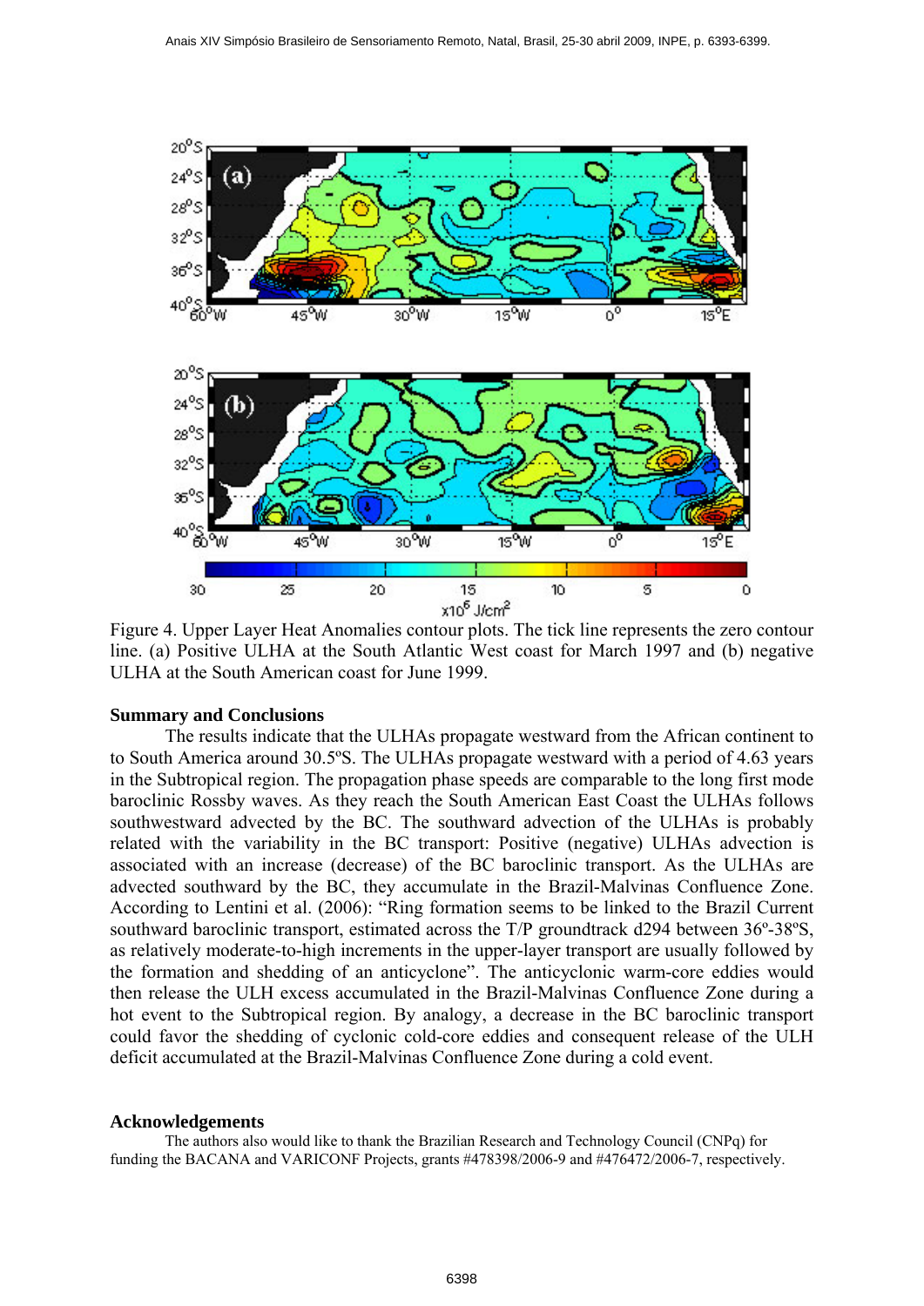Figure 4. Upper Layer Heat Anomalies contour plots. The tick line represents the zero contour line. (a) Positive ULHA at the South Atlantic West coast for March 1997 and (b) negative ULHA at the South American coast for June 1999.

## Summary and Conclusions

The results indicate that the ULHAs propagate westward from the African continent to to South America around 30.5ºS. The ULHAs propagate westward with a period of 4.63 years in the Subtropical region. The propagation phase speeds are comparable to the long first mode baroclinic Rossby waves. As they reach the South American East Coast the ULHAs follows southwestward advected by the BC. The southward advection of the ULHAs is probably related with the variability in the BC transport: Positive (negative) ULHAs advection is associated with an increase (decrease) of the BC baroclinic transport. As the ULHAs are advected southward by the BC, they accumulate in the Brazil-Malvinas Confluence Zone. According to Lentini et al. (2006): "Ring formation seems to be linked to the Brazil Current southward baroclinic transport, estimated across the T/P groundtrack d294 between 36º-38ºS, as relatively moderate-to-high increments in the upper-layer transport are usually followed by the formation and shedding of an anticyclone". The anticyclonic warm-core eddies would then release the ULH excess accumulated in the Brazil-Malvinas Confluence Zone during a hot event to the Subtropical region. By analogy, a decrease in the BC baroclinic transport could favor the shedding of cyclonic cold-core eddies and consequent release of the ULH deficit accumulated at the Brazil-Malvinas Confluence Zone during a cold event.

## Acknowledgements

The authors also would like to thank the Brazilian Research and Technology Council (CNPq) for funding the BACANA and VARICONF Projects, grants #478398/2006-9 and #476472/2006-7, respectively.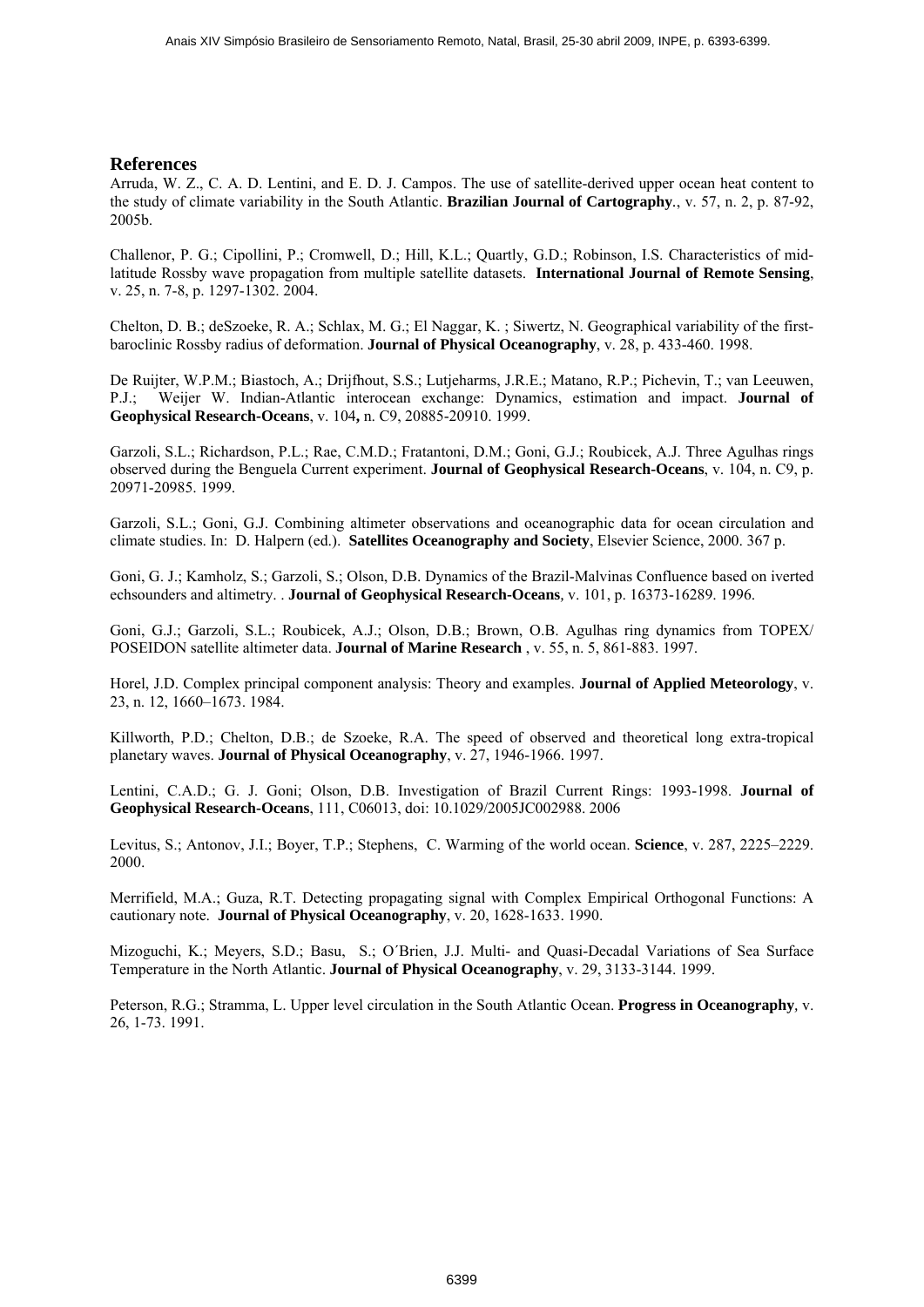## References

Arruda, W. Z., C. A. D. Lentini, and E. D. J. Campos. The use of satellite-derived upper ocean heat content to the study of climate variability in the South Atlantic. **Brazilian Journal of Cartography**., v. 57, n. 2, p. 87-92, 2005b.

Challenor, P. G.; Cipollini, P.; Cromwell, D.; Hill, K.L.; Quartly, G.D.; Robinson, I.S. Characteristics of mid-latitude Rossby wave propagation from multiple satellite datasets. **International Journal of Remote Sensing**, v. 25, n. 7-8, p. 1297-1302. 2004.

Chelton, D. B.; deSzoeke, R. A.; Schlax, M. G.; El Naggar, K. ; Siwertz, N. Geographical variability of the first-baroclinic Rossby radius of deformation. **Journal of Physical Oceanography**, v. 28, p. 433-460. 1998.

De Ruijter, W.P.M.; Biastoch, A.; Drijfhout, S.S.; Lutjeharms, J.R.E.; Matano, R.P.; Pichevin, T.; van Leeuwen, P.J.; Weijer W. Indian-Atlantic interocean exchange: Dynamics, estimation and impact. **Journal of Geophysical Research-Oceans**, v. 104**,** n. C9, 20885-20910. 1999.

Garzoli, S.L.; Richardson, P.L.; Rae, C.M.D.; Fratantoni, D.M.; Goni, G.J.; Roubicek, A.J. Three Agulhas rings observed during the Benguela Current experiment. **Journal of Geophysical Research-Oceans**, v. 104, n. C9, p. 20971-20985. 1999.

Garzoli, S.L.; Goni, G.J. Combining altimeter observations and oceanographic data for ocean circulation and climate studies. In: D. Halpern (ed.). **Satellites Oceanography and Society**, Elsevier Science, 2000. 367 p.

Goni, G. J.; Kamholz, S.; Garzoli, S.; Olson, D.B. Dynamics of the Brazil-Malvinas Confluence based on iverted echsounders and altimetry. . **Journal of Geophysical Research-Oceans**, v. 101, p. 16373-16289. 1996.

Goni, G.J.; Garzoli, S.L.; Roubicek, A.J.; Olson, D.B.; Brown, O.B. Agulhas ring dynamics from TOPEX/ POSEIDON satellite altimeter data. **Journal of Marine Research** , v. 55, n. 5, 861-883. 1997.

Horel, J.D. Complex principal component analysis: Theory and examples. **Journal of Applied Meteorology**, v. 23, n. 12, 1660–1673. 1984.

Killworth, P.D.; Chelton, D.B.; de Szoeke, R.A. The speed of observed and theoretical long extra-tropical planetary waves. **Journal of Physical Oceanography**, v. 27, 1946-1966. 1997.

Lentini, C.A.D.; G. J. Goni; Olson, D.B. Investigation of Brazil Current Rings: 1993-1998. **Journal of Geophysical Research-Oceans**, 111, C06013, doi: 10.1029/2005JC002988. 2006

Levitus, S.; Antonov, J.I.; Boyer, T.P.; Stephens, C. Warming of the world ocean. **Science**, v. 287, 2225–2229. 2000.

Merrifield, M.A.; Guza, R.T. Detecting propagating signal with Complex Empirical Orthogonal Functions: A cautionary note. **Journal of Physical Oceanography**, v. 20, 1628-1633. 1990.

Mizoguchi, K.; Meyers, S.D.; Basu, S.; O´Brien, J.J. Multi- and Quasi-Decadal Variations of Sea Surface Temperature in the North Atlantic. **Journal of Physical Oceanography**, v. 29, 3133-3144. 1999.

Peterson, R.G.; Stramma, L. Upper level circulation in the South Atlantic Ocean. **Progress in Oceanography**, v. 26, 1-73. 1991.